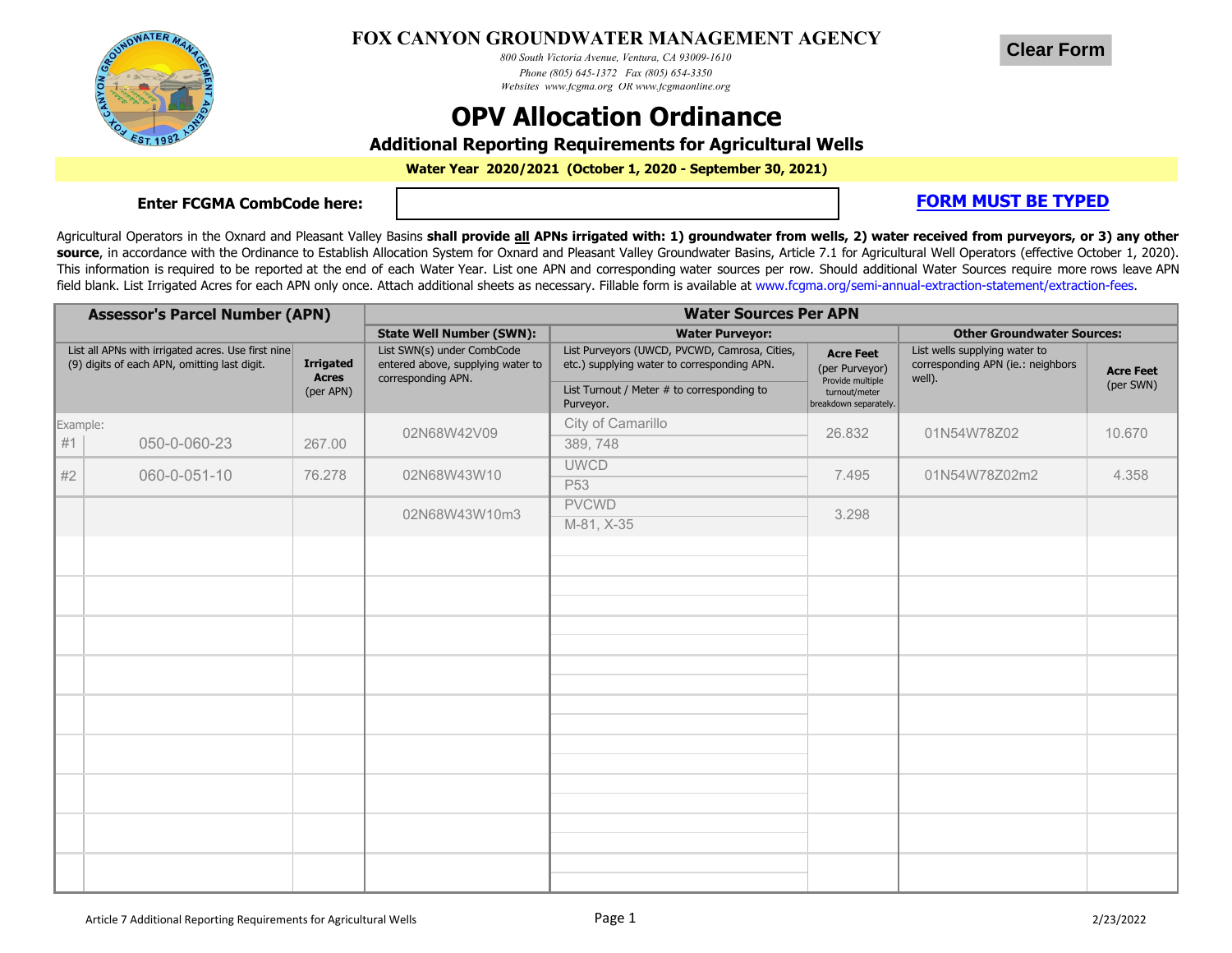# FOX CANYON GROUNDWATER MANAGEMENT AGENCY

*800 South Victoria Avenue, Ventura, CA 93009-1610*
*Phone (805) 645-1372 Fax (805) 654-3350*
*Websites www.fcgma.org OR www.fcgmaonline.org*

Clear Form

# OPV Allocation Ordinance

## Additional Reporting Requirements for Agricultural Wells

**Water Year 2020/2021 (October 1, 2020 - September 30, 2021)**

**Enter FCGMA CombCode here:**

**FORM MUST BE TYPED**

Agricultural Operators in the Oxnard and Pleasant Valley Basins **shall provide all APNs irrigated with: 1) groundwater from wells, 2) water received from purveyors, or 3) any other source**, in accordance with the Ordinance to Establish Allocation System for Oxnard and Pleasant Valley Groundwater Basins, Article 7.1 for Agricultural Well Operators (effective October 1, 2020). This information is required to be reported at the end of each Water Year. List one APN and corresponding water sources per row. Should additional Water Sources require more rows leave APN field blank. List Irrigated Acres for each APN only once. Attach additional sheets as necessary. Fillable form is available at www.fcgma.org/semi-annual-extraction-statement/extraction-fees.

| **Assessor's Parcel Number (APN)** | | | **Water Sources Per APN** | | | | | |
|---|---|---|---|---|---|---|---|---|
| | | | **State Well Number (SWN):** | **Water Purveyor:** | | | **Other Groundwater Sources:** | |
| | List all APNs with irrigated acres. Use first nine (9) digits of each APN, omitting last digit. | **Irrigated Acres** (per APN) | List SWN(s) under CombCode entered above, supplying water to corresponding APN. | List Purveyors (UWCD, PVCWD, Camrosa, Cities, etc.) supplying water to corresponding APN. | List Turnout / Meter # to corresponding to Purveyor. | **Acre Feet** (per Purveyor) Provide multiple turnout/meter breakdown separately. | List wells supplying water to corresponding APN (ie.: neighbors well). | **Acre Feet** (per SWN) |
| Example: #1 | 050-0-060-23 | 267.00 | 02N68W42V09 | City of Camarillo | 389, 748 | 26.832 | 01N54W78Z02 | 10.670 |
| #2 | 060-0-051-10 | 76.278 | 02N68W43W10 | UWCD | P53 | 7.495 | 01N54W78Z02m2 | 4.358 |
| | | | 02N68W43W10m3 | PVCWD | M-81, X-35 | 3.298 | | |
| | | | | | | | | |
| | | | | | | | | |
| | | | | | | | | |
| | | | | | | | | |
| | | | | | | | | |
| | | | | | | | | |
| | | | | | | | | |
| | | | | | | | | |
| | | | | | | | | |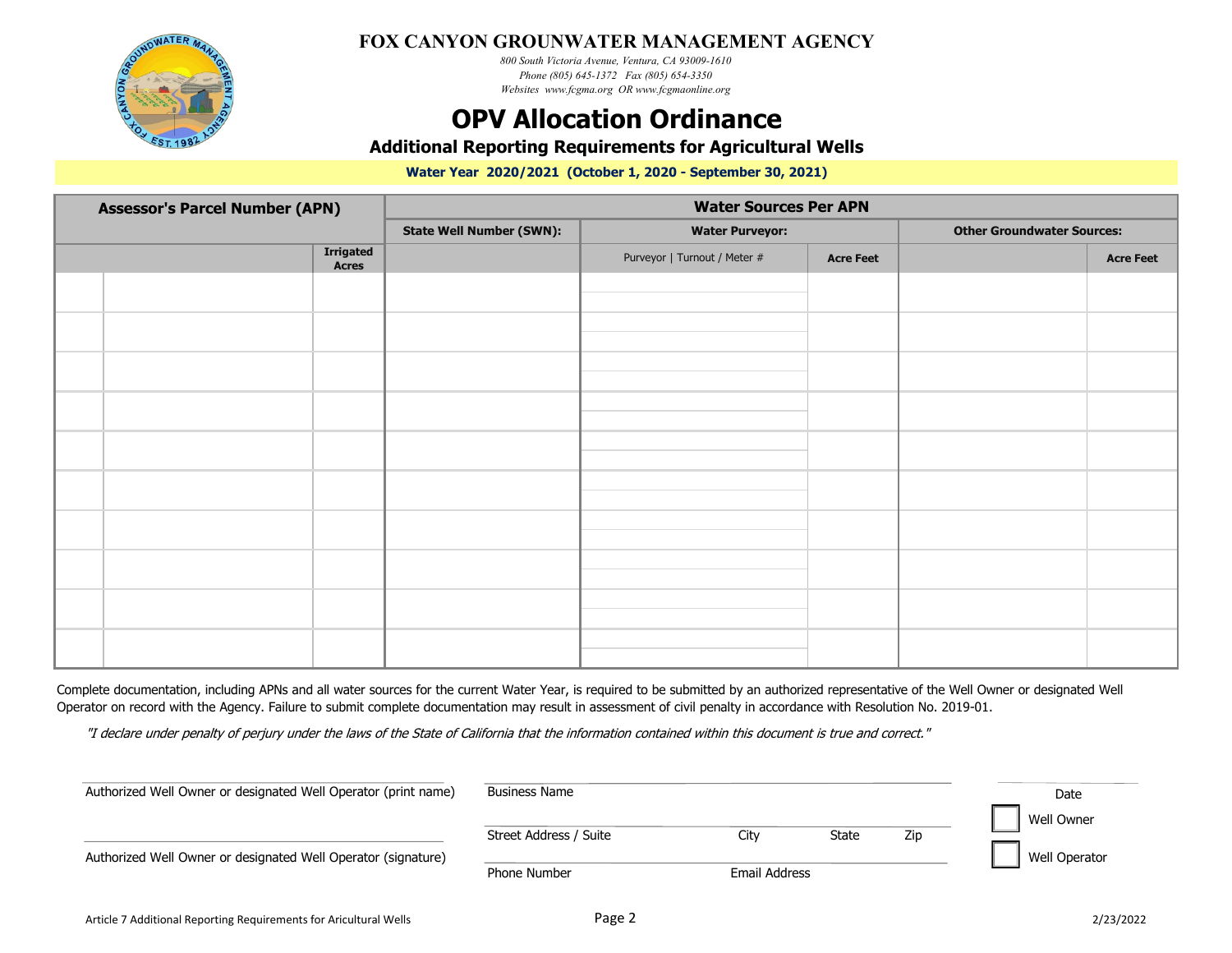# FOX CANYON GROUNWATER MANAGEMENT AGENCY

*800 South Victoria Avenue, Ventura, CA 93009-1610*
*Phone (805) 645-1372 Fax (805) 654-3350*
*Websites www.fcgma.org OR www.fcgmaonline.org*

# OPV Allocation Ordinance

## Additional Reporting Requirements for Agricultural Wells

**Water Year 2020/2021 (October 1, 2020 - September 30, 2021)**

| Assessor's Parcel Number (APN) | | | Water Sources Per APN | | | | |
|---|---|---|---|---|---|---|---|
| | | | **State Well Number (SWN):** | **Water Purveyor:** | | **Other Groundwater Sources:** | |
| | | **Irrigated Acres** | | Purveyor \| Turnout / Meter # | **Acre Feet** | | **Acre Feet** |
| | | | | | | | |
| | | | | | | | |
| | | | | | | | |
| | | | | | | | |
| | | | | | | | |
| | | | | | | | |
| | | | | | | | |
| | | | | | | | |
| | | | | | | | |
| | | | | | | | |

Complete documentation, including APNs and all water sources for the current Water Year, is required to be submitted by an authorized representative of the Well Owner or designated Well Operator on record with the Agency. Failure to submit complete documentation may result in assessment of civil penalty in accordance with Resolution No. 2019-01.

*"I declare under penalty of perjury under the laws of the State of California that the information contained within this document is true and correct."*

Authorized Well Owner or designated Well Operator (print name)

Authorized Well Owner or designated Well Operator (signature)

Business Name

Street Address / Suite City State Zip

Phone Number Email Address

Date

☐ Well Owner

☐ Well Operator

Article 7 Additional Reporting Requirements for Aricultural Wells

2/23/2022